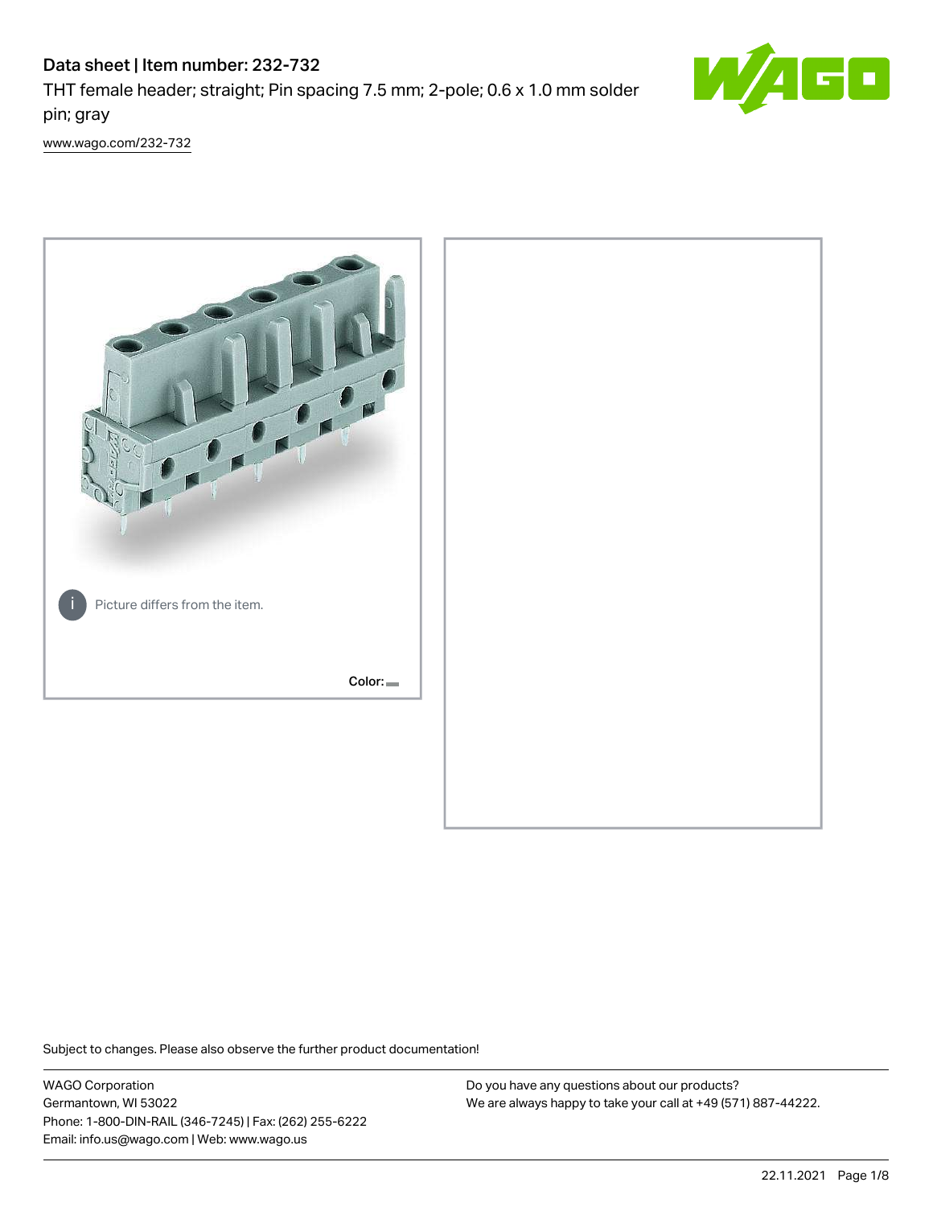# Data sheet | Item number: 232-732

THT female header; straight; Pin spacing 7.5 mm; 2-pole; 0.6 x 1.0 mm solder pin; gray

www.wago.com/232-732

Picture differs from the item.

Color:

Subject to changes. Please also observe the further product documentation!

WAGO Corporation
Germantown, WI 53022
Phone: 1-800-DIN-RAIL (346-7245) | Fax: (262) 255-6222
Email: info.us@wago.com | Web: www.wago.us

Do you have any questions about our products?
We are always happy to take your call at +49 (571) 887-44222.

22.11.2021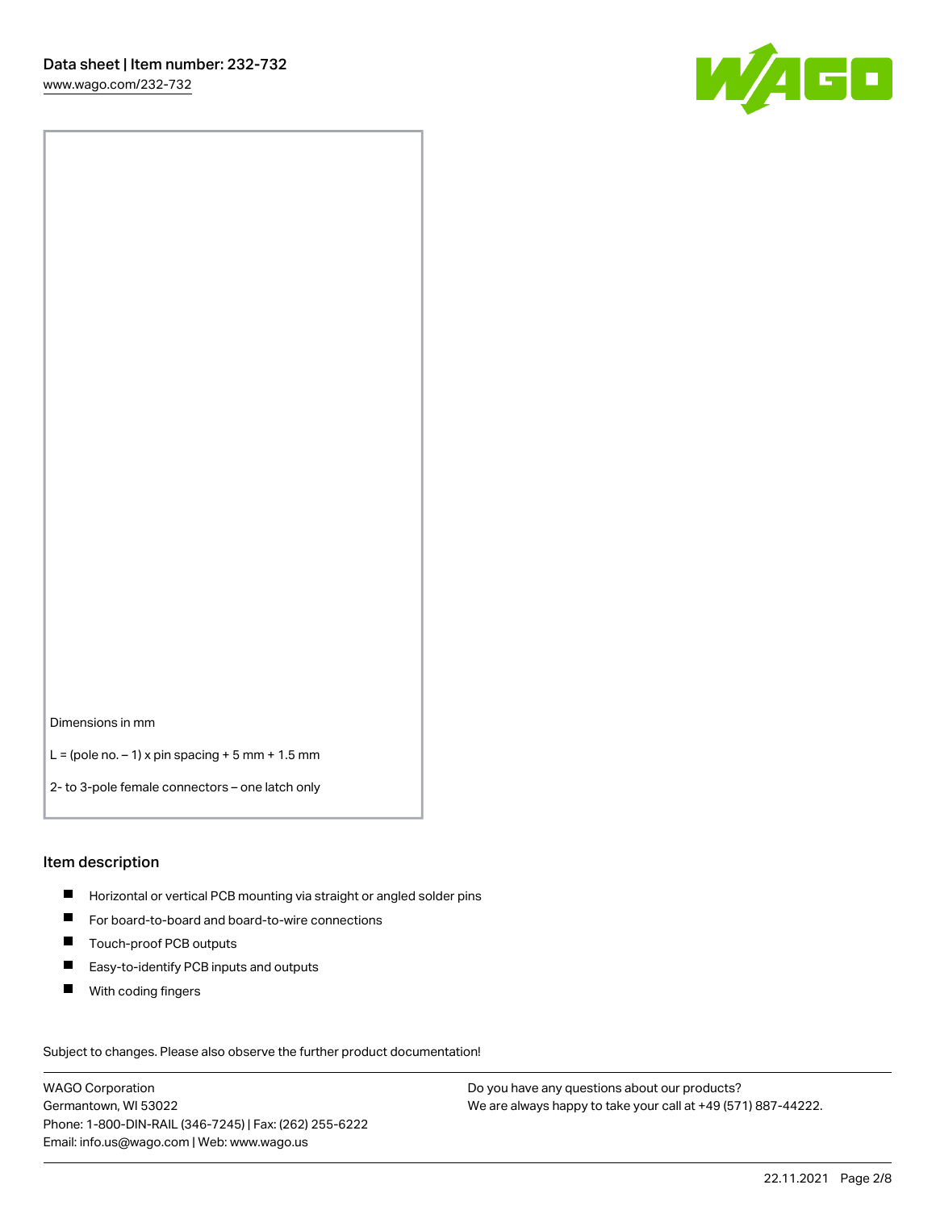Dimensions in mm

L = (pole no. – 1) x pin spacing + 5 mm + 1.5 mm

2- to 3-pole female connectors – one latch only

## Item description

- Horizontal or vertical PCB mounting via straight or angled solder pins
- For board-to-board and board-to-wire connections
- Touch-proof PCB outputs
- Easy-to-identify PCB inputs and outputs
- With coding fingers

Subject to changes. Please also observe the further product documentation!

WAGO Corporation
Germantown, WI 53022
Phone: 1-800-DIN-RAIL (346-7245) | Fax: (262) 255-6222
Email: info.us@wago.com | Web: www.wago.us

Do you have any questions about our products?
We are always happy to take your call at +49 (571) 887-44222.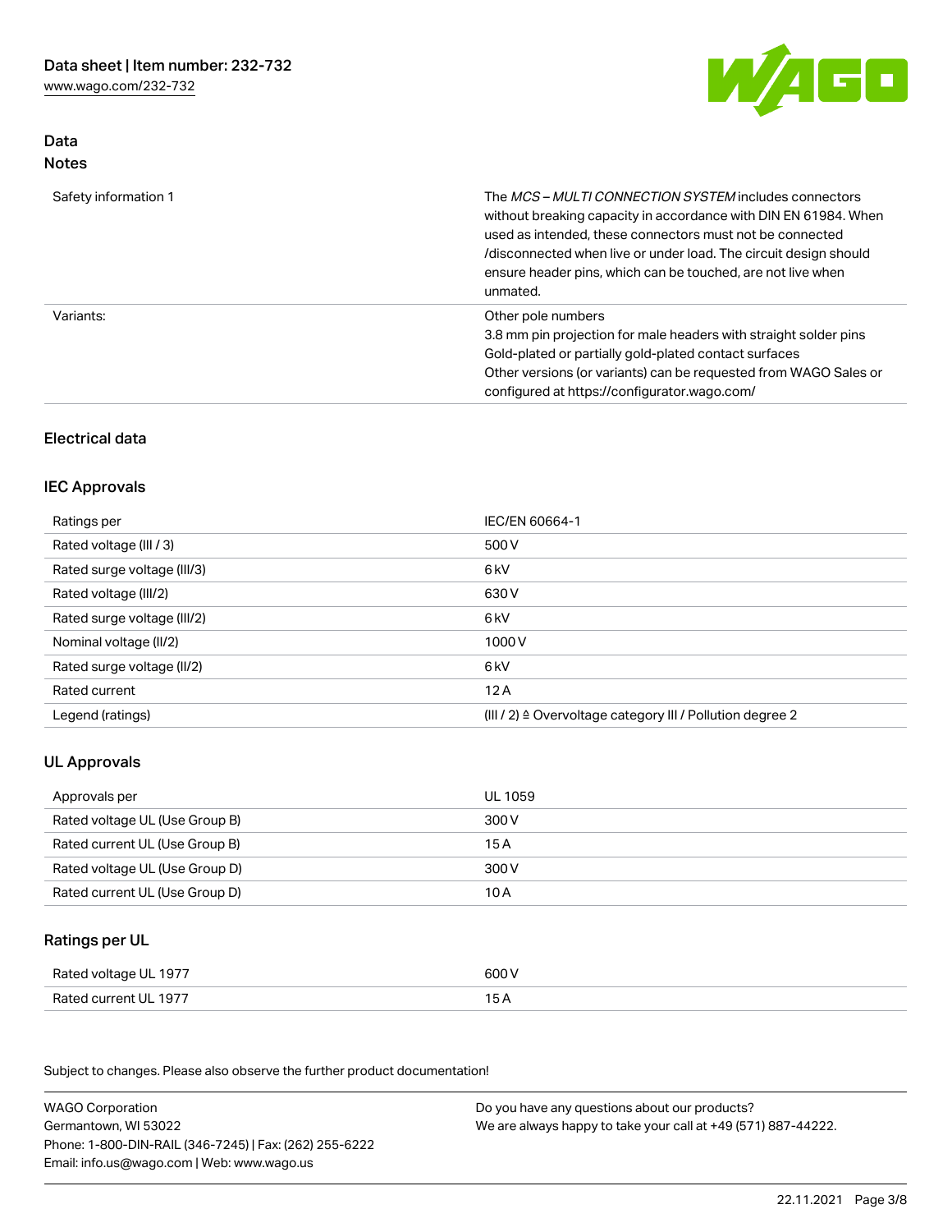## Data
### Notes

| | |
|---|---|
| Safety information 1 | The *MCS – MULTI CONNECTION SYSTEM* includes connectors without breaking capacity in accordance with DIN EN 61984. When used as intended, these connectors must not be connected /disconnected when live or under load. The circuit design should ensure header pins, which can be touched, are not live when unmated. |
| Variants: | Other pole numbers<br>3.8 mm pin projection for male headers with straight solder pins<br>Gold-plated or partially gold-plated contact surfaces<br>Other versions (or variants) can be requested from WAGO Sales or configured at https://configurator.wago.com/ |

## Electrical data

### IEC Approvals

| | |
|---|---|
| Ratings per | IEC/EN 60664-1 |
| Rated voltage (III / 3) | 500 V |
| Rated surge voltage (III/3) | 6 kV |
| Rated voltage (III/2) | 630 V |
| Rated surge voltage (III/2) | 6 kV |
| Nominal voltage (II/2) | 1000 V |
| Rated surge voltage (II/2) | 6 kV |
| Rated current | 12 A |
| Legend (ratings) | (III / 2) ≙ Overvoltage category III / Pollution degree 2 |

### UL Approvals

| | |
|---|---|
| Approvals per | UL 1059 |
| Rated voltage UL (Use Group B) | 300 V |
| Rated current UL (Use Group B) | 15 A |
| Rated voltage UL (Use Group D) | 300 V |
| Rated current UL (Use Group D) | 10 A |

### Ratings per UL

| | |
|---|---|
| Rated voltage UL 1977 | 600 V |
| Rated current UL 1977 | 15 A |

Subject to changes. Please also observe the further product documentation!

WAGO Corporation
Germantown, WI 53022
Phone: 1-800-DIN-RAIL (346-7245) | Fax: (262) 255-6222
Email: info.us@wago.com | Web: www.wago.us

Do you have any questions about our products?
We are always happy to take your call at +49 (571) 887-44222.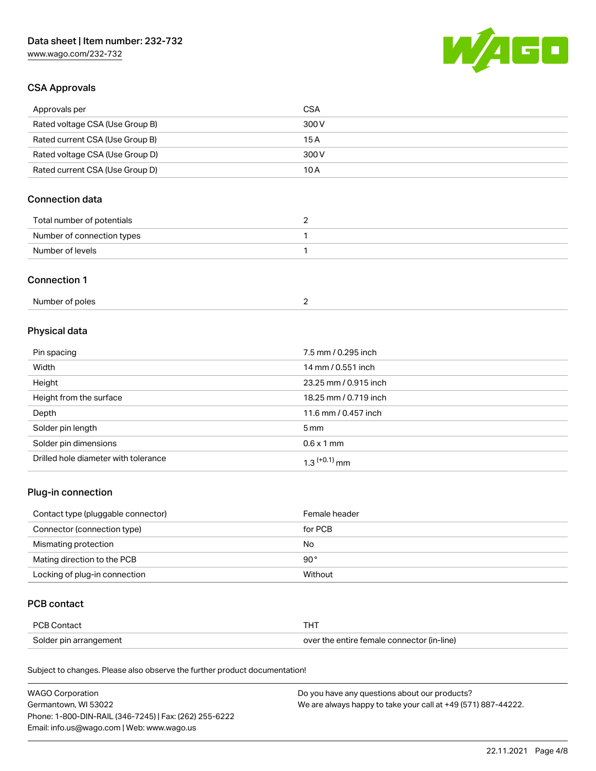## CSA Approvals

| Approvals per | CSA |
| --- | --- |
| Rated voltage CSA (Use Group B) | 300 V |
| Rated current CSA (Use Group B) | 15 A |
| Rated voltage CSA (Use Group D) | 300 V |
| Rated current CSA (Use Group D) | 10 A |

## Connection data

| Total number of potentials | 2 |
| --- | --- |
| Number of connection types | 1 |
| Number of levels | 1 |

## Connection 1

| Number of poles | 2 |
| --- | --- |

## Physical data

| Pin spacing | 7.5 mm / 0.295 inch |
| --- | --- |
| Width | 14 mm / 0.551 inch |
| Height | 23.25 mm / 0.915 inch |
| Height from the surface | 18.25 mm / 0.719 inch |
| Depth | 11.6 mm / 0.457 inch |
| Solder pin length | 5 mm |
| Solder pin dimensions | 0.6 x 1 mm |
| Drilled hole diameter with tolerance | $1.3^{(+0.1)}$ mm |

## Plug-in connection

| Contact type (pluggable connector) | Female header |
| --- | --- |
| Connector (connection type) | for PCB |
| Mismating protection | No |
| Mating direction to the PCB | 90° |
| Locking of plug-in connection | Without |

## PCB contact

| PCB Contact | THT |
| --- | --- |
| Solder pin arrangement | over the entire female connector (in-line) |

Subject to changes. Please also observe the further product documentation!

WAGO Corporation
Germantown, WI 53022
Phone: 1-800-DIN-RAIL (346-7245) | Fax: (262) 255-6222
Email: info.us@wago.com | Web: www.wago.us

Do you have any questions about our products?
We are always happy to take your call at +49 (571) 887-44222.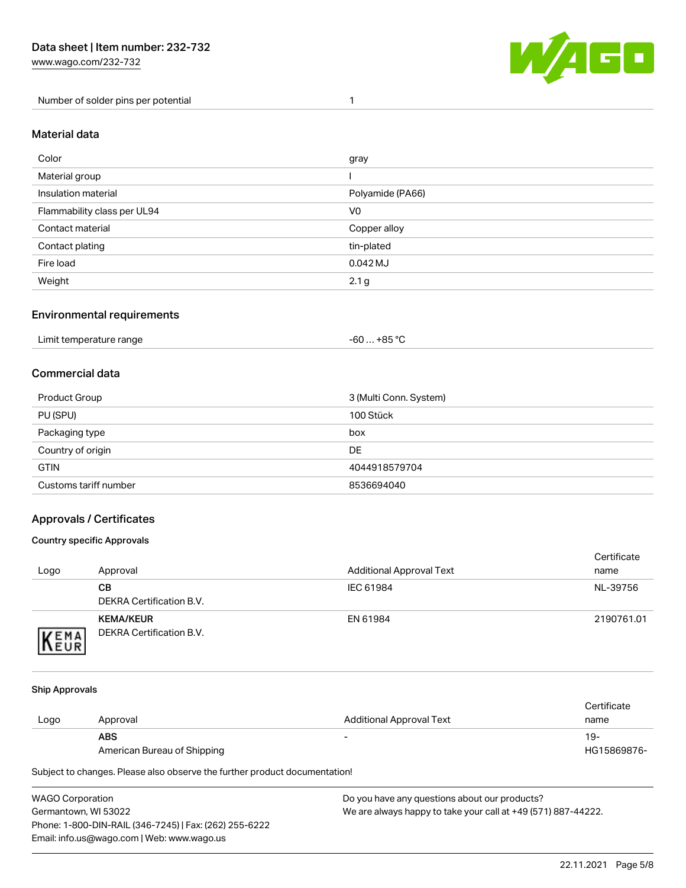| | |
|---|---|
| Number of solder pins per potential | 1 |

## Material data

| | |
|---|---|
| Color | gray |
| Material group | I |
| Insulation material | Polyamide (PA66) |
| Flammability class per UL94 | V0 |
| Contact material | Copper alloy |
| Contact plating | tin-plated |
| Fire load | 0.042 MJ |
| Weight | 2.1 g |

## Environmental requirements

| | |
|---|---|
| Limit temperature range | -60 … +85 °C |

## Commercial data

| | |
|---|---|
| Product Group | 3 (Multi Conn. System) |
| PU (SPU) | 100 Stück |
| Packaging type | box |
| Country of origin | DE |
| GTIN | 4044918579704 |
| Customs tariff number | 8536694040 |

## Approvals / Certificates

### Country specific Approvals

| Logo | Approval | Additional Approval Text | Certificate name |
|---|---|---|---|
| | **CB**<br>DEKRA Certification B.V. | IEC 61984 | NL-39756 |
| KEMA EUR | **KEMA/KEUR**<br>DEKRA Certification B.V. | EN 61984 | 2190761.01 |

### Ship Approvals

| Logo | Approval | Additional Approval Text | Certificate name |
|---|---|---|---|
| | **ABS**<br>American Bureau of Shipping | - | 19-HG15869876- |

Subject to changes. Please also observe the further product documentation!

WAGO Corporation
Germantown, WI 53022
Phone: 1-800-DIN-RAIL (346-7245) | Fax: (262) 255-6222
Email: info.us@wago.com | Web: www.wago.us

Do you have any questions about our products?
We are always happy to take your call at +49 (571) 887-44222.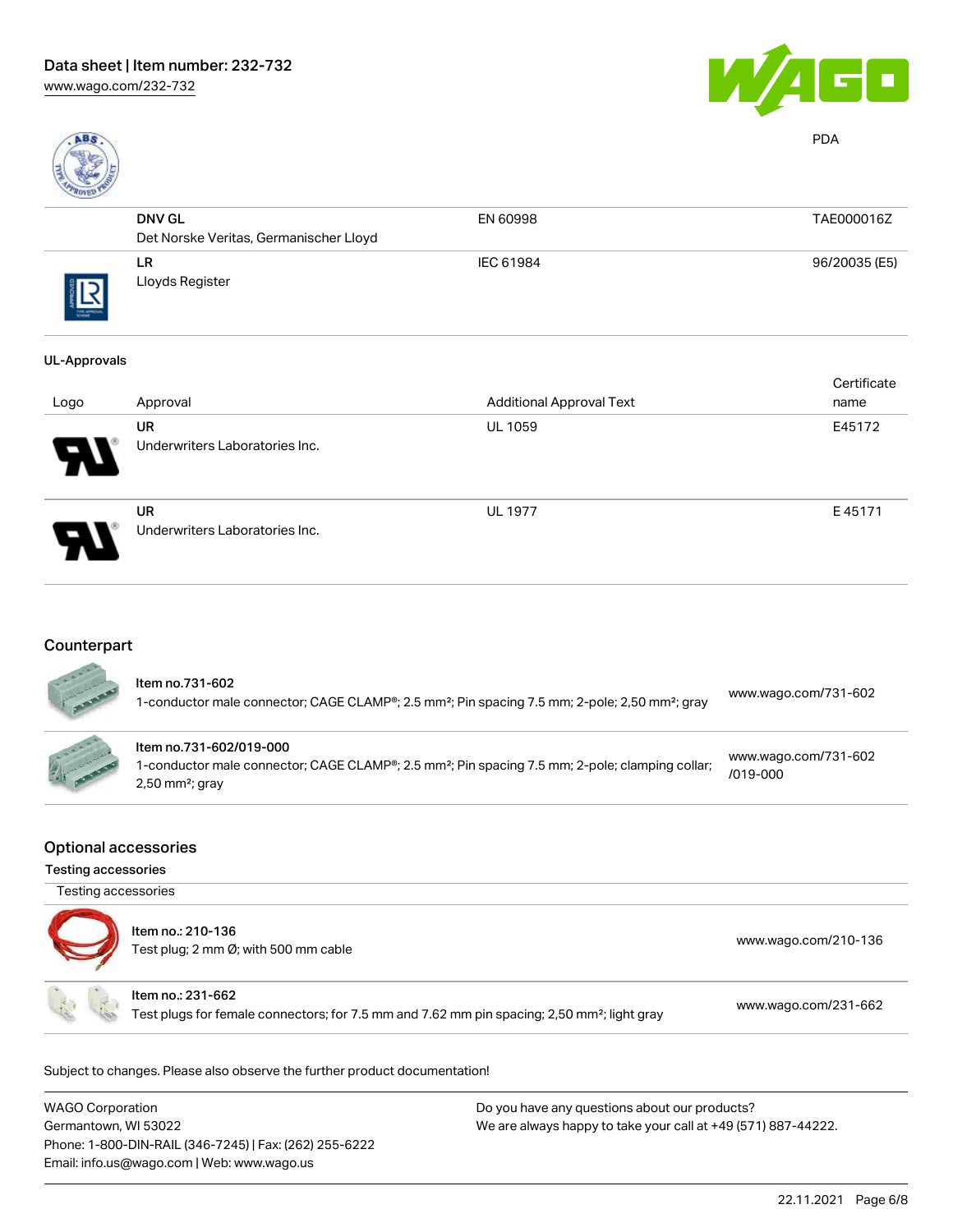PDA

| | | | |
|---|---|---|---|
| | **DNV GL**<br>Det Norske Veritas, Germanischer Lloyd | EN 60998 | TAE000016Z |
| | **LR**<br>Lloyds Register | IEC 61984 | 96/20035 (E5) |

UL-Approvals

| Logo | Approval | Additional Approval Text | Certificate name |
|---|---|---|---|
| | **UR**<br>Underwriters Laboratories Inc. | UL 1059 | E45172 |
| | **UR**<br>Underwriters Laboratories Inc. | UL 1977 | E 45171 |

## Counterpart

| | | |
|---|---|---|
| | Item no.731-602<br>1-conductor male connector; CAGE CLAMP®; 2.5 mm²; Pin spacing 7.5 mm; 2-pole; 2,50 mm²; gray | www.wago.com/731-602 |
| | Item no.731-602/019-000<br>1-conductor male connector; CAGE CLAMP®; 2.5 mm²; Pin spacing 7.5 mm; 2-pole; clamping collar; 2,50 mm²; gray | www.wago.com/731-602/019-000 |

## Optional accessories

### Testing accessories

Testing accessories

| | | |
|---|---|---|
| | Item no.: 210-136<br>Test plug; 2 mm Ø; with 500 mm cable | www.wago.com/210-136 |
| | Item no.: 231-662<br>Test plugs for female connectors; for 7.5 mm and 7.62 mm pin spacing; 2,50 mm²; light gray | www.wago.com/231-662 |

Subject to changes. Please also observe the further product documentation!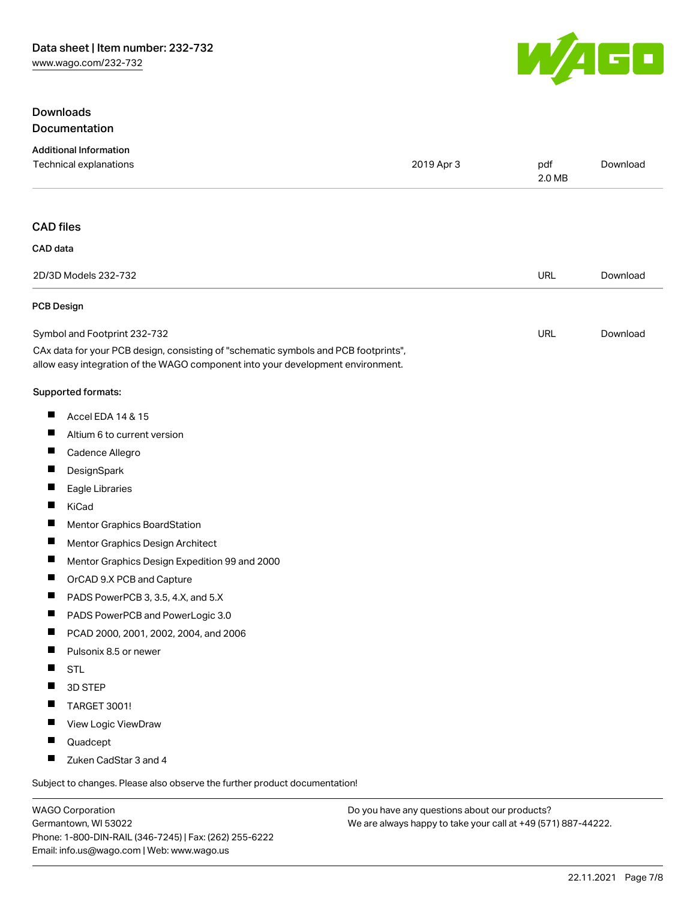## Downloads

## Documentation

### Additional Information

| | | | |
|---|---|---|---|
| Technical explanations | 2019 Apr 3 | pdf<br>2.0 MB | Download |

## CAD files

### CAD data

| | | |
|---|---|---|
| 2D/3D Models 232-732 | URL | Download |

### PCB Design

| | | |
|---|---|---|
| Symbol and Footprint 232-732 | URL | Download |

CAx data for your PCB design, consisting of "schematic symbols and PCB footprints", allow easy integration of the WAGO component into your development environment.

Supported formats:

- Accel EDA 14 & 15
- Altium 6 to current version
- Cadence Allegro
- DesignSpark
- Eagle Libraries
- KiCad
- Mentor Graphics BoardStation
- Mentor Graphics Design Architect
- Mentor Graphics Design Expedition 99 and 2000
- OrCAD 9.X PCB and Capture
- PADS PowerPCB 3, 3.5, 4.X, and 5.X
- PADS PowerPCB and PowerLogic 3.0
- PCAD 2000, 2001, 2002, 2004, and 2006
- Pulsonix 8.5 or newer
- STL
- 3D STEP
- TARGET 3001!
- View Logic ViewDraw
- Quadcept
- Zuken CadStar 3 and 4

Subject to changes. Please also observe the further product documentation!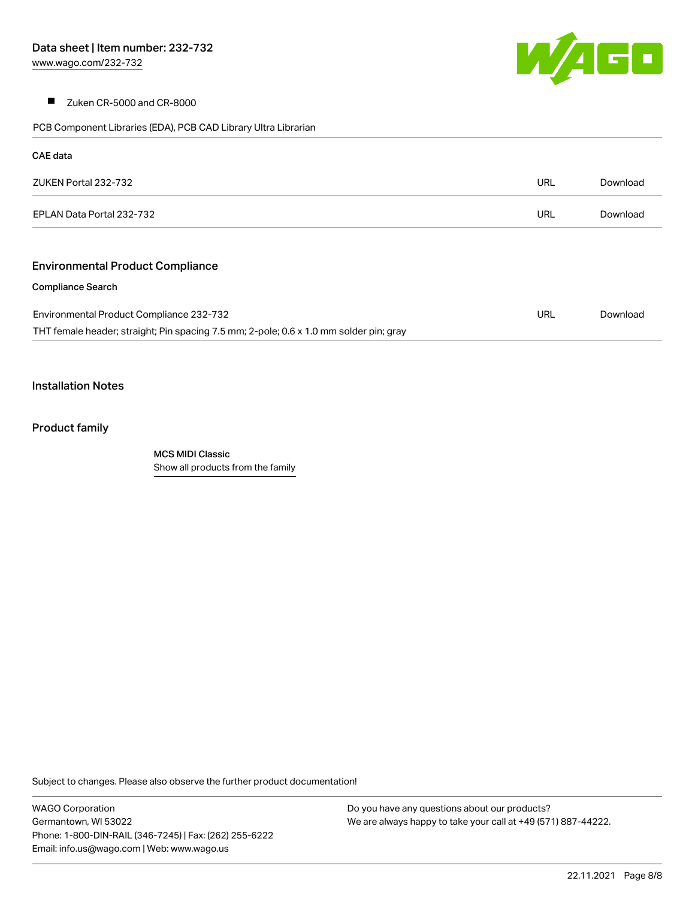- Zuken CR-5000 and CR-8000

PCB Component Libraries (EDA), PCB CAD Library Ultra Librarian

**CAE data**

| | | |
|---|---|---|
| ZUKEN Portal 232-732 | URL | Download |
| EPLAN Data Portal 232-732 | URL | Download |

## Environmental Product Compliance

**Compliance Search**

| | | |
|---|---|---|
| Environmental Product Compliance 232-732<br>THT female header; straight; Pin spacing 7.5 mm; 2-pole; 0.6 x 1.0 mm solder pin; gray | URL | Download |

## Installation Notes

## Product family

**MCS MIDI Classic**
Show all products from the family

Subject to changes. Please also observe the further product documentation!

WAGO Corporation
Germantown, WI 53022
Phone: 1-800-DIN-RAIL (346-7245) | Fax: (262) 255-6222
Email: info.us@wago.com | Web: www.wago.us

Do you have any questions about our products?
We are always happy to take your call at +49 (571) 887-44222.

22.11.2021